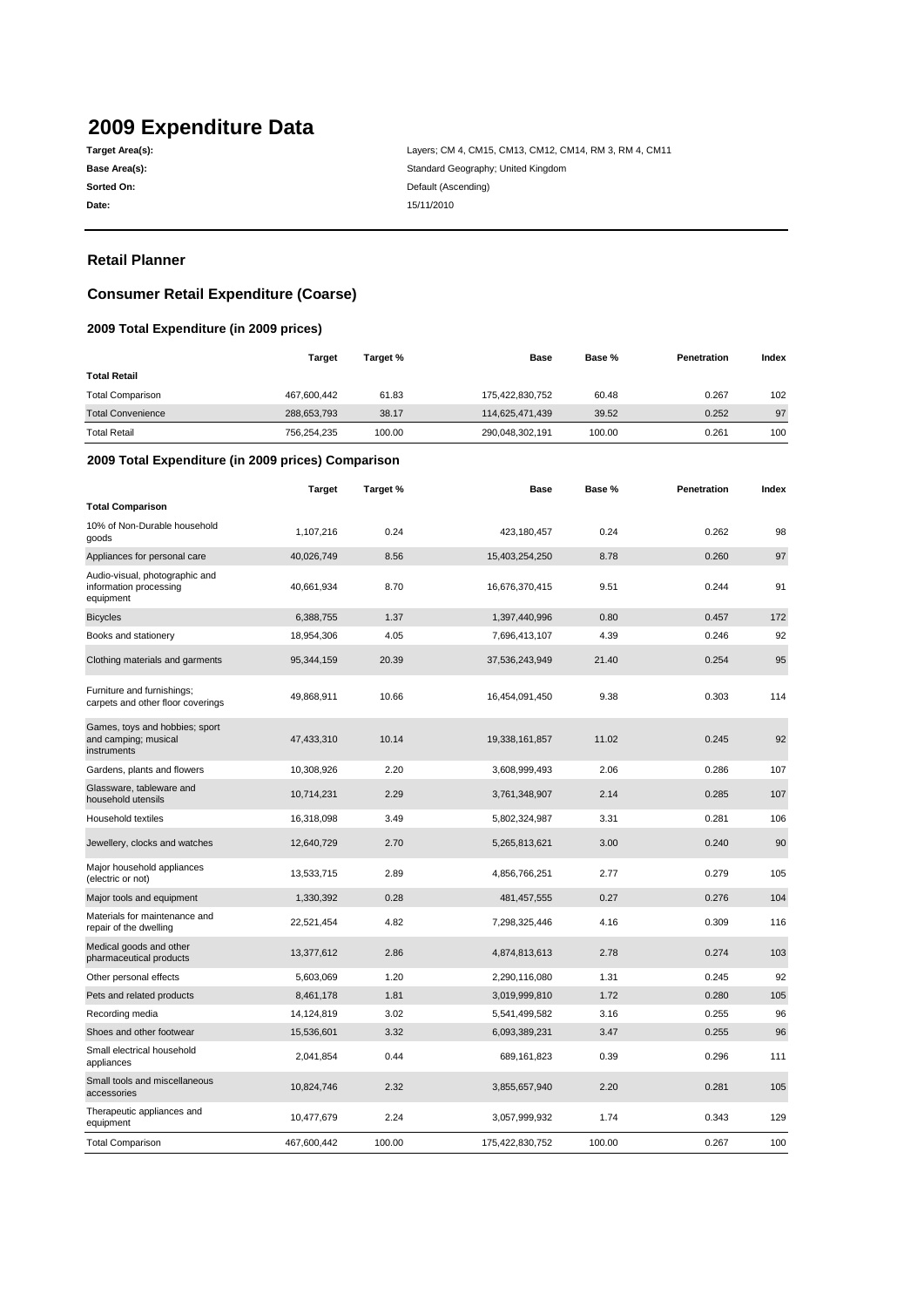# 2009 Expenditure Data

**Target Area(s):** Layers; CM 4, CM15, CM13, CM12, CM14, RM 3, RM 4, CM11

**Base Area(s):** Standard Geography; United Kingdom

**Sorted On:** Default (Ascending)

**Date:** 15/11/2010

## Retail Planner

## Consumer Retail Expenditure (Coarse)

### 2009 Total Expenditure (in 2009 prices)

| | Target | Target % | Base | Base % | Penetration | Index |
|---|---|---|---|---|---|---|
| **Total Retail** | | | | | | |
| Total Comparison | 467,600,442 | 61.83 | 175,422,830,752 | 60.48 | 0.267 | 102 |
| Total Convenience | 288,653,793 | 38.17 | 114,625,471,439 | 39.52 | 0.252 | 97 |
| Total Retail | 756,254,235 | 100.00 | 290,048,302,191 | 100.00 | 0.261 | 100 |

### 2009 Total Expenditure (in 2009 prices) Comparison

| | Target | Target % | Base | Base % | Penetration | Index |
|---|---|---|---|---|---|---|
| **Total Comparison** | | | | | | |
| 10% of Non-Durable household goods | 1,107,216 | 0.24 | 423,180,457 | 0.24 | 0.262 | 98 |
| Appliances for personal care | 40,026,749 | 8.56 | 15,403,254,250 | 8.78 | 0.260 | 97 |
| Audio-visual, photographic and information processing equipment | 40,661,934 | 8.70 | 16,676,370,415 | 9.51 | 0.244 | 91 |
| Bicycles | 6,388,755 | 1.37 | 1,397,440,996 | 0.80 | 0.457 | 172 |
| Books and stationery | 18,954,306 | 4.05 | 7,696,413,107 | 4.39 | 0.246 | 92 |
| Clothing materials and garments | 95,344,159 | 20.39 | 37,536,243,949 | 21.40 | 0.254 | 95 |
| Furniture and furnishings; carpets and other floor coverings | 49,868,911 | 10.66 | 16,454,091,450 | 9.38 | 0.303 | 114 |
| Games, toys and hobbies; sport and camping; musical instruments | 47,433,310 | 10.14 | 19,338,161,857 | 11.02 | 0.245 | 92 |
| Gardens, plants and flowers | 10,308,926 | 2.20 | 3,608,999,493 | 2.06 | 0.286 | 107 |
| Glassware, tableware and household utensils | 10,714,231 | 2.29 | 3,761,348,907 | 2.14 | 0.285 | 107 |
| Household textiles | 16,318,098 | 3.49 | 5,802,324,987 | 3.31 | 0.281 | 106 |
| Jewellery, clocks and watches | 12,640,729 | 2.70 | 5,265,813,621 | 3.00 | 0.240 | 90 |
| Major household appliances (electric or not) | 13,533,715 | 2.89 | 4,856,766,251 | 2.77 | 0.279 | 105 |
| Major tools and equipment | 1,330,392 | 0.28 | 481,457,555 | 0.27 | 0.276 | 104 |
| Materials for maintenance and repair of the dwelling | 22,521,454 | 4.82 | 7,298,325,446 | 4.16 | 0.309 | 116 |
| Medical goods and other pharmaceutical products | 13,377,612 | 2.86 | 4,874,813,613 | 2.78 | 0.274 | 103 |
| Other personal effects | 5,603,069 | 1.20 | 2,290,116,080 | 1.31 | 0.245 | 92 |
| Pets and related products | 8,461,178 | 1.81 | 3,019,999,810 | 1.72 | 0.280 | 105 |
| Recording media | 14,124,819 | 3.02 | 5,541,499,582 | 3.16 | 0.255 | 96 |
| Shoes and other footwear | 15,536,601 | 3.32 | 6,093,389,231 | 3.47 | 0.255 | 96 |
| Small electrical household appliances | 2,041,854 | 0.44 | 689,161,823 | 0.39 | 0.296 | 111 |
| Small tools and miscellaneous accessories | 10,824,746 | 2.32 | 3,855,657,940 | 2.20 | 0.281 | 105 |
| Therapeutic appliances and equipment | 10,477,679 | 2.24 | 3,057,999,932 | 1.74 | 0.343 | 129 |
| Total Comparison | 467,600,442 | 100.00 | 175,422,830,752 | 100.00 | 0.267 | 100 |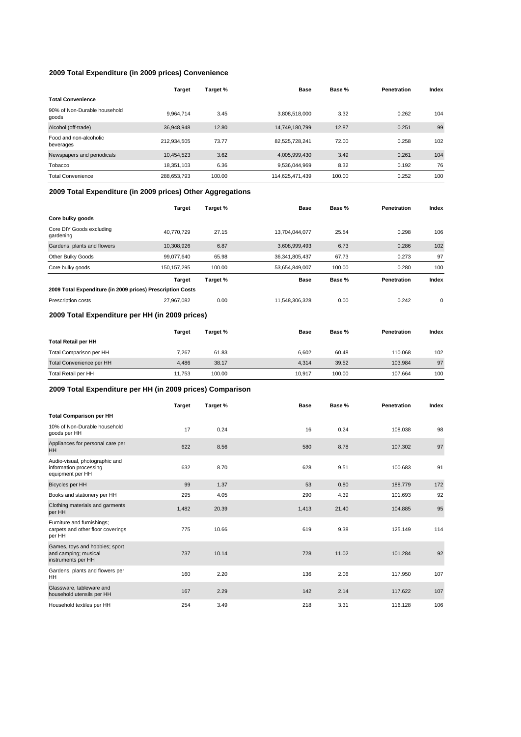## 2009 Total Expenditure (in 2009 prices) Convenience

| | Target | Target % | Base | Base % | Penetration | Index |
|---|---|---|---|---|---|---|
| **Total Convenience** | | | | | | |
| 90% of Non-Durable household goods | 9,964,714 | 3.45 | 3,808,518,000 | 3.32 | 0.262 | 104 |
| Alcohol (off-trade) | 36,948,948 | 12.80 | 14,749,180,799 | 12.87 | 0.251 | 99 |
| Food and non-alcoholic beverages | 212,934,505 | 73.77 | 82,525,728,241 | 72.00 | 0.258 | 102 |
| Newspapers and periodicals | 10,454,523 | 3.62 | 4,005,999,430 | 3.49 | 0.261 | 104 |
| Tobacco | 18,351,103 | 6.36 | 9,536,044,969 | 8.32 | 0.192 | 76 |
| Total Convenience | 288,653,793 | 100.00 | 114,625,471,439 | 100.00 | 0.252 | 100 |

## 2009 Total Expenditure (in 2009 prices) Other Aggregations

| | Target | Target % | Base | Base % | Penetration | Index |
|---|---|---|---|---|---|---|
| **Core bulky goods** | | | | | | |
| Core DIY Goods excluding gardening | 40,770,729 | 27.15 | 13,704,044,077 | 25.54 | 0.298 | 106 |
| Gardens, plants and flowers | 10,308,926 | 6.87 | 3,608,999,493 | 6.73 | 0.286 | 102 |
| Other Bulky Goods | 99,077,640 | 65.98 | 36,341,805,437 | 67.73 | 0.273 | 97 |
| Core bulky goods | 150,157,295 | 100.00 | 53,654,849,007 | 100.00 | 0.280 | 100 |

| | Target | Target % | Base | Base % | Penetration | Index |
|---|---|---|---|---|---|---|
| **2009 Total Expenditure (in 2009 prices) Prescription Costs** | | | | | | |
| Prescription costs | 27,967,082 | 0.00 | 11,548,306,328 | 0.00 | 0.242 | 0 |

## 2009 Total Expenditure per HH (in 2009 prices)

| | Target | Target % | Base | Base % | Penetration | Index |
|---|---|---|---|---|---|---|
| **Total Retail per HH** | | | | | | |
| Total Comparison per HH | 7,267 | 61.83 | 6,602 | 60.48 | 110.068 | 102 |
| Total Convenience per HH | 4,486 | 38.17 | 4,314 | 39.52 | 103.984 | 97 |
| Total Retail per HH | 11,753 | 100.00 | 10,917 | 100.00 | 107.664 | 100 |

## 2009 Total Expenditure per HH (in 2009 prices) Comparison

| | Target | Target % | Base | Base % | Penetration | Index |
|---|---|---|---|---|---|---|
| **Total Comparison per HH** | | | | | | |
| 10% of Non-Durable household goods per HH | 17 | 0.24 | 16 | 0.24 | 108.038 | 98 |
| Appliances for personal care per HH | 622 | 8.56 | 580 | 8.78 | 107.302 | 97 |
| Audio-visual, photographic and information processing equipment per HH | 632 | 8.70 | 628 | 9.51 | 100.683 | 91 |
| Bicycles per HH | 99 | 1.37 | 53 | 0.80 | 188.779 | 172 |
| Books and stationery per HH | 295 | 4.05 | 290 | 4.39 | 101.693 | 92 |
| Clothing materials and garments per HH | 1,482 | 20.39 | 1,413 | 21.40 | 104.885 | 95 |
| Furniture and furnishings; carpets and other floor coverings per HH | 775 | 10.66 | 619 | 9.38 | 125.149 | 114 |
| Games, toys and hobbies; sport and camping; musical instruments per HH | 737 | 10.14 | 728 | 11.02 | 101.284 | 92 |
| Gardens, plants and flowers per HH | 160 | 2.20 | 136 | 2.06 | 117.950 | 107 |
| Glassware, tableware and household utensils per HH | 167 | 2.29 | 142 | 2.14 | 117.622 | 107 |
| Household textiles per HH | 254 | 3.49 | 218 | 3.31 | 116.128 | 106 |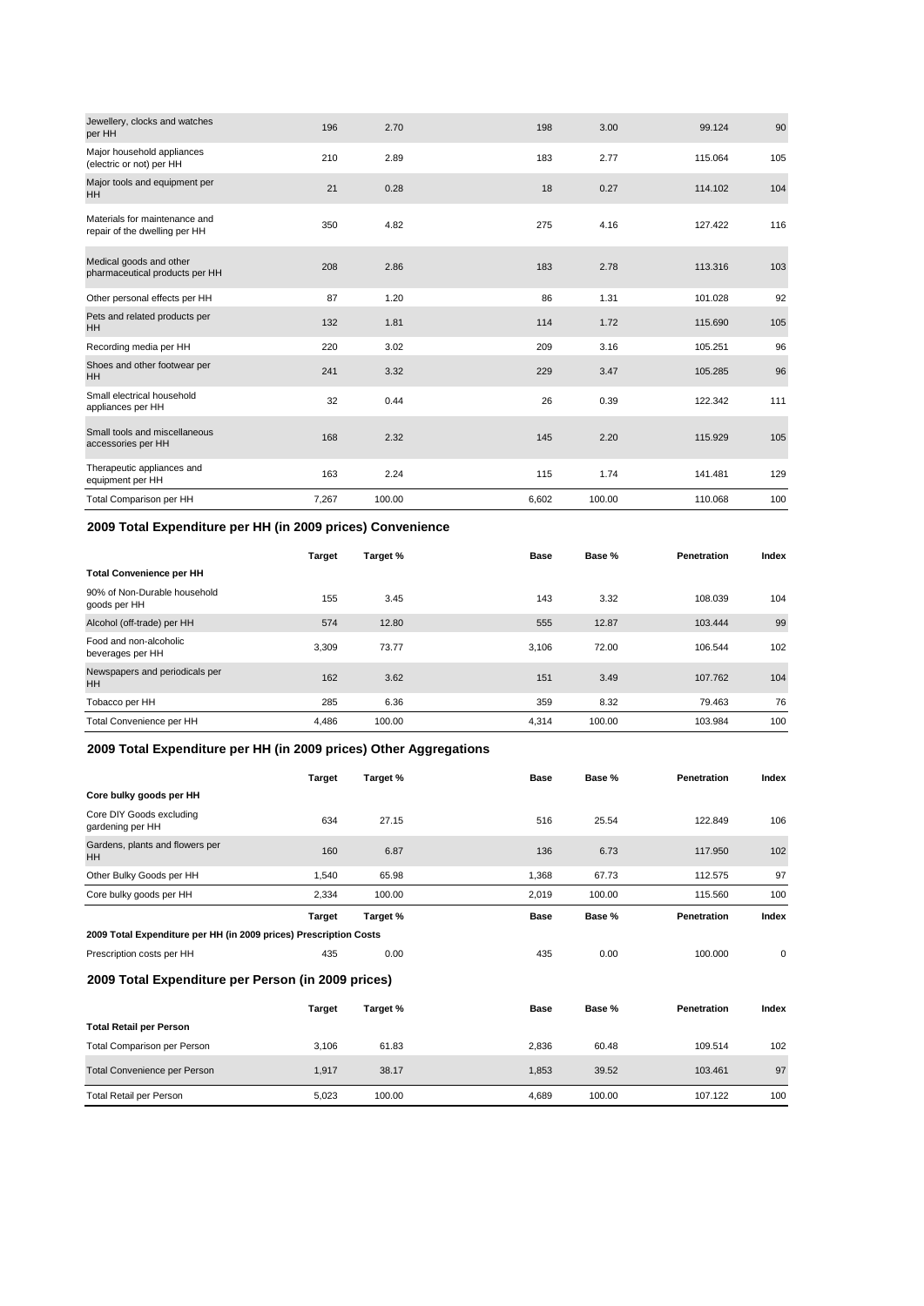| | | | | | | |
|---|---|---|---|---|---|---|
| Jewellery, clocks and watches per HH | 196 | 2.70 | 198 | 3.00 | 99.124 | 90 |
| Major household appliances (electric or not) per HH | 210 | 2.89 | 183 | 2.77 | 115.064 | 105 |
| Major tools and equipment per HH | 21 | 0.28 | 18 | 0.27 | 114.102 | 104 |
| Materials for maintenance and repair of the dwelling per HH | 350 | 4.82 | 275 | 4.16 | 127.422 | 116 |
| Medical goods and other pharmaceutical products per HH | 208 | 2.86 | 183 | 2.78 | 113.316 | 103 |
| Other personal effects per HH | 87 | 1.20 | 86 | 1.31 | 101.028 | 92 |
| Pets and related products per HH | 132 | 1.81 | 114 | 1.72 | 115.690 | 105 |
| Recording media per HH | 220 | 3.02 | 209 | 3.16 | 105.251 | 96 |
| Shoes and other footwear per HH | 241 | 3.32 | 229 | 3.47 | 105.285 | 96 |
| Small electrical household appliances per HH | 32 | 0.44 | 26 | 0.39 | 122.342 | 111 |
| Small tools and miscellaneous accessories per HH | 168 | 2.32 | 145 | 2.20 | 115.929 | 105 |
| Therapeutic appliances and equipment per HH | 163 | 2.24 | 115 | 1.74 | 141.481 | 129 |
| Total Comparison per HH | 7,267 | 100.00 | 6,602 | 100.00 | 110.068 | 100 |

## 2009 Total Expenditure per HH (in 2009 prices) Convenience

| | Target | Target % | Base | Base % | Penetration | Index |
|---|---|---|---|---|---|---|
| **Total Convenience per HH** | | | | | | |
| 90% of Non-Durable household goods per HH | 155 | 3.45 | 143 | 3.32 | 108.039 | 104 |
| Alcohol (off-trade) per HH | 574 | 12.80 | 555 | 12.87 | 103.444 | 99 |
| Food and non-alcoholic beverages per HH | 3,309 | 73.77 | 3,106 | 72.00 | 106.544 | 102 |
| Newspapers and periodicals per HH | 162 | 3.62 | 151 | 3.49 | 107.762 | 104 |
| Tobacco per HH | 285 | 6.36 | 359 | 8.32 | 79.463 | 76 |
| Total Convenience per HH | 4,486 | 100.00 | 4,314 | 100.00 | 103.984 | 100 |

## 2009 Total Expenditure per HH (in 2009 prices) Other Aggregations

| | Target | Target % | Base | Base % | Penetration | Index |
|---|---|---|---|---|---|---|
| **Core bulky goods per HH** | | | | | | |
| Core DIY Goods excluding gardening per HH | 634 | 27.15 | 516 | 25.54 | 122.849 | 106 |
| Gardens, plants and flowers per HH | 160 | 6.87 | 136 | 6.73 | 117.950 | 102 |
| Other Bulky Goods per HH | 1,540 | 65.98 | 1,368 | 67.73 | 112.575 | 97 |
| Core bulky goods per HH | 2,334 | 100.00 | 2,019 | 100.00 | 115.560 | 100 |

| | Target | Target % | Base | Base % | Penetration | Index |
|---|---|---|---|---|---|---|
| **2009 Total Expenditure per HH (in 2009 prices) Prescription Costs** | | | | | | |
| Prescription costs per HH | 435 | 0.00 | 435 | 0.00 | 100.000 | 0 |

## 2009 Total Expenditure per Person (in 2009 prices)

| | Target | Target % | Base | Base % | Penetration | Index |
|---|---|---|---|---|---|---|
| **Total Retail per Person** | | | | | | |
| Total Comparison per Person | 3,106 | 61.83 | 2,836 | 60.48 | 109.514 | 102 |
| Total Convenience per Person | 1,917 | 38.17 | 1,853 | 39.52 | 103.461 | 97 |
| Total Retail per Person | 5,023 | 100.00 | 4,689 | 100.00 | 107.122 | 100 |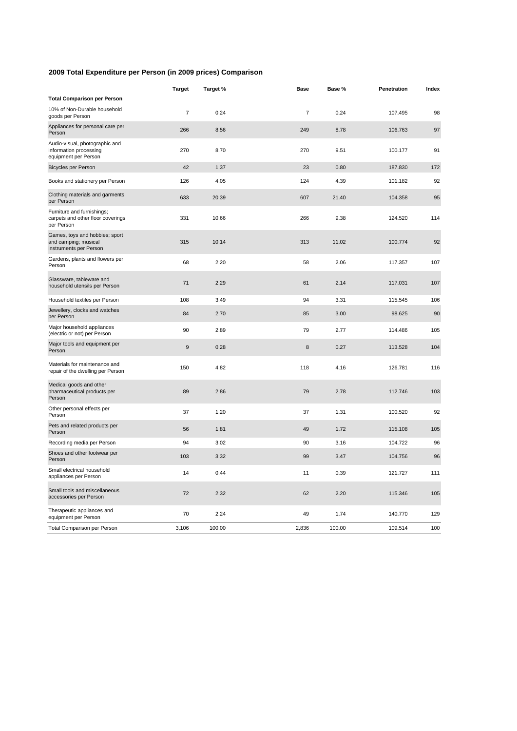## 2009 Total Expenditure per Person (in 2009 prices) Comparison

| | Target | Target % | Base | Base % | Penetration | Index |
|---|---|---|---|---|---|---|
| **Total Comparison per Person** | | | | | | |
| 10% of Non-Durable household goods per Person | 7 | 0.24 | 7 | 0.24 | 107.495 | 98 |
| Appliances for personal care per Person | 266 | 8.56 | 249 | 8.78 | 106.763 | 97 |
| Audio-visual, photographic and information processing equipment per Person | 270 | 8.70 | 270 | 9.51 | 100.177 | 91 |
| Bicycles per Person | 42 | 1.37 | 23 | 0.80 | 187.830 | 172 |
| Books and stationery per Person | 126 | 4.05 | 124 | 4.39 | 101.182 | 92 |
| Clothing materials and garments per Person | 633 | 20.39 | 607 | 21.40 | 104.358 | 95 |
| Furniture and furnishings; carpets and other floor coverings per Person | 331 | 10.66 | 266 | 9.38 | 124.520 | 114 |
| Games, toys and hobbies; sport and camping; musical instruments per Person | 315 | 10.14 | 313 | 11.02 | 100.774 | 92 |
| Gardens, plants and flowers per Person | 68 | 2.20 | 58 | 2.06 | 117.357 | 107 |
| Glassware, tableware and household utensils per Person | 71 | 2.29 | 61 | 2.14 | 117.031 | 107 |
| Household textiles per Person | 108 | 3.49 | 94 | 3.31 | 115.545 | 106 |
| Jewellery, clocks and watches per Person | 84 | 2.70 | 85 | 3.00 | 98.625 | 90 |
| Major household appliances (electric or not) per Person | 90 | 2.89 | 79 | 2.77 | 114.486 | 105 |
| Major tools and equipment per Person | 9 | 0.28 | 8 | 0.27 | 113.528 | 104 |
| Materials for maintenance and repair of the dwelling per Person | 150 | 4.82 | 118 | 4.16 | 126.781 | 116 |
| Medical goods and other pharmaceutical products per Person | 89 | 2.86 | 79 | 2.78 | 112.746 | 103 |
| Other personal effects per Person | 37 | 1.20 | 37 | 1.31 | 100.520 | 92 |
| Pets and related products per Person | 56 | 1.81 | 49 | 1.72 | 115.108 | 105 |
| Recording media per Person | 94 | 3.02 | 90 | 3.16 | 104.722 | 96 |
| Shoes and other footwear per Person | 103 | 3.32 | 99 | 3.47 | 104.756 | 96 |
| Small electrical household appliances per Person | 14 | 0.44 | 11 | 0.39 | 121.727 | 111 |
| Small tools and miscellaneous accessories per Person | 72 | 2.32 | 62 | 2.20 | 115.346 | 105 |
| Therapeutic appliances and equipment per Person | 70 | 2.24 | 49 | 1.74 | 140.770 | 129 |
| Total Comparison per Person | 3,106 | 100.00 | 2,836 | 100.00 | 109.514 | 100 |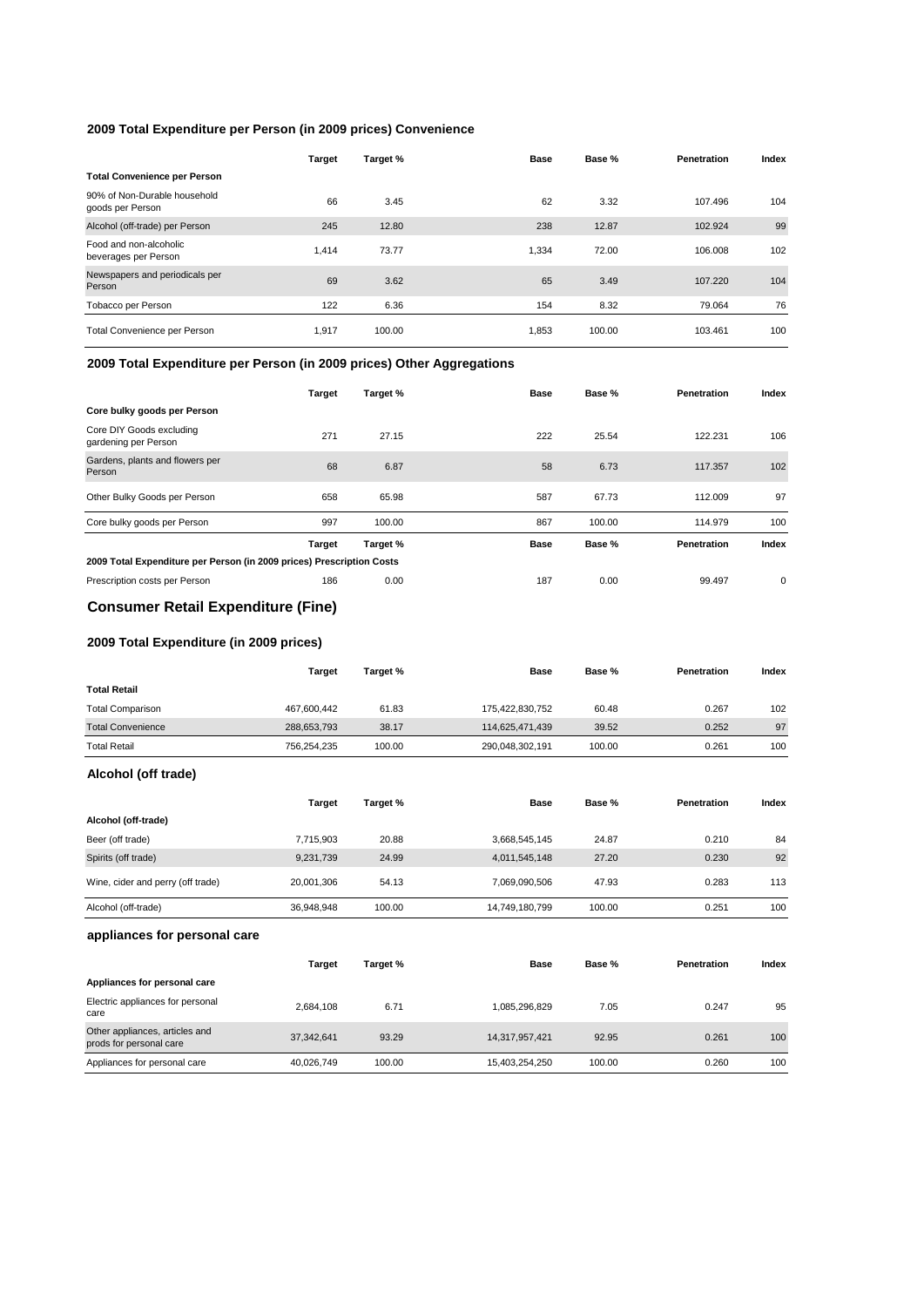### 2009 Total Expenditure per Person (in 2009 prices) Convenience

| | Target | Target % | Base | Base % | Penetration | Index |
|---|---|---|---|---|---|---|
| **Total Convenience per Person** | | | | | | |
| 90% of Non-Durable household goods per Person | 66 | 3.45 | 62 | 3.32 | 107.496 | 104 |
| Alcohol (off-trade) per Person | 245 | 12.80 | 238 | 12.87 | 102.924 | 99 |
| Food and non-alcoholic beverages per Person | 1,414 | 73.77 | 1,334 | 72.00 | 106.008 | 102 |
| Newspapers and periodicals per Person | 69 | 3.62 | 65 | 3.49 | 107.220 | 104 |
| Tobacco per Person | 122 | 6.36 | 154 | 8.32 | 79.064 | 76 |
| Total Convenience per Person | 1,917 | 100.00 | 1,853 | 100.00 | 103.461 | 100 |

### 2009 Total Expenditure per Person (in 2009 prices) Other Aggregations

| | Target | Target % | Base | Base % | Penetration | Index |
|---|---|---|---|---|---|---|
| **Core bulky goods per Person** | | | | | | |
| Core DIY Goods excluding gardening per Person | 271 | 27.15 | 222 | 25.54 | 122.231 | 106 |
| Gardens, plants and flowers per Person | 68 | 6.87 | 58 | 6.73 | 117.357 | 102 |
| Other Bulky Goods per Person | 658 | 65.98 | 587 | 67.73 | 112.009 | 97 |
| Core bulky goods per Person | 997 | 100.00 | 867 | 100.00 | 114.979 | 100 |

| | Target | Target % | Base | Base % | Penetration | Index |
|---|---|---|---|---|---|---|
| **2009 Total Expenditure per Person (in 2009 prices) Prescription Costs** | | | | | | |
| Prescription costs per Person | 186 | 0.00 | 187 | 0.00 | 99.497 | 0 |

## Consumer Retail Expenditure (Fine)

### 2009 Total Expenditure (in 2009 prices)

| | Target | Target % | Base | Base % | Penetration | Index |
|---|---|---|---|---|---|---|
| **Total Retail** | | | | | | |
| Total Comparison | 467,600,442 | 61.83 | 175,422,830,752 | 60.48 | 0.267 | 102 |
| Total Convenience | 288,653,793 | 38.17 | 114,625,471,439 | 39.52 | 0.252 | 97 |
| Total Retail | 756,254,235 | 100.00 | 290,048,302,191 | 100.00 | 0.261 | 100 |

### Alcohol (off trade)

| | Target | Target % | Base | Base % | Penetration | Index |
|---|---|---|---|---|---|---|
| **Alcohol (off-trade)** | | | | | | |
| Beer (off trade) | 7,715,903 | 20.88 | 3,668,545,145 | 24.87 | 0.210 | 84 |
| Spirits (off trade) | 9,231,739 | 24.99 | 4,011,545,148 | 27.20 | 0.230 | 92 |
| Wine, cider and perry (off trade) | 20,001,306 | 54.13 | 7,069,090,506 | 47.93 | 0.283 | 113 |
| Alcohol (off-trade) | 36,948,948 | 100.00 | 14,749,180,799 | 100.00 | 0.251 | 100 |

### appliances for personal care

| | Target | Target % | Base | Base % | Penetration | Index |
|---|---|---|---|---|---|---|
| **Appliances for personal care** | | | | | | |
| Electric appliances for personal care | 2,684,108 | 6.71 | 1,085,296,829 | 7.05 | 0.247 | 95 |
| Other appliances, articles and prods for personal care | 37,342,641 | 93.29 | 14,317,957,421 | 92.95 | 0.261 | 100 |
| Appliances for personal care | 40,026,749 | 100.00 | 15,403,254,250 | 100.00 | 0.260 | 100 |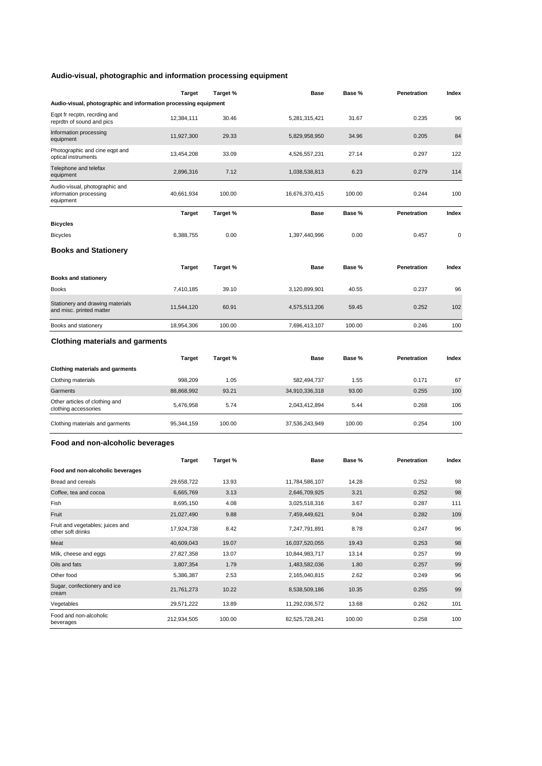## Audio-visual, photographic and information processing equipment

| | Target | Target % | Base | Base % | Penetration | Index |
|---|---|---|---|---|---|---|
| **Audio-visual, photographic and information processing equipment** | | | | | | |
| Eqpt fr recptn, recrding and reprdtn of sound and pics | 12,384,111 | 30.46 | 5,281,315,421 | 31.67 | 0.235 | 96 |
| Information processing equipment | 11,927,300 | 29.33 | 5,829,958,950 | 34.96 | 0.205 | 84 |
| Photographic and cine eqpt and optical instruments | 13,454,208 | 33.09 | 4,526,557,231 | 27.14 | 0.297 | 122 |
| Telephone and telefax equipment | 2,896,316 | 7.12 | 1,038,538,813 | 6.23 | 0.279 | 114 |
| Audio-visual, photographic and information processing equipment | 40,661,934 | 100.00 | 16,676,370,415 | 100.00 | 0.244 | 100 |

| | Target | Target % | Base | Base % | Penetration | Index |
|---|---|---|---|---|---|---|
| **Bicycles** | | | | | | |
| Bicycles | 6,388,755 | 0.00 | 1,397,440,996 | 0.00 | 0.457 | 0 |

## Books and Stationery

| | Target | Target % | Base | Base % | Penetration | Index |
|---|---|---|---|---|---|---|
| **Books and stationery** | | | | | | |
| Books | 7,410,185 | 39.10 | 3,120,899,901 | 40.55 | 0.237 | 96 |
| Stationery and drawing materials and misc. printed matter | 11,544,120 | 60.91 | 4,575,513,206 | 59.45 | 0.252 | 102 |
| Books and stationery | 18,954,306 | 100.00 | 7,696,413,107 | 100.00 | 0.246 | 100 |

## Clothing materials and garments

| | Target | Target % | Base | Base % | Penetration | Index |
|---|---|---|---|---|---|---|
| **Clothing materials and garments** | | | | | | |
| Clothing materials | 998,209 | 1.05 | 582,494,737 | 1.55 | 0.171 | 67 |
| Garments | 88,868,992 | 93.21 | 34,910,336,318 | 93.00 | 0.255 | 100 |
| Other articles of clothing and clothing accessories | 5,476,958 | 5.74 | 2,043,412,894 | 5.44 | 0.268 | 106 |
| Clothing materials and garments | 95,344,159 | 100.00 | 37,536,243,949 | 100.00 | 0.254 | 100 |

## Food and non-alcoholic beverages

| | Target | Target % | Base | Base % | Penetration | Index |
|---|---|---|---|---|---|---|
| **Food and non-alcoholic beverages** | | | | | | |
| Bread and cereals | 29,658,722 | 13.93 | 11,784,586,107 | 14.28 | 0.252 | 98 |
| Coffee, tea and cocoa | 6,665,769 | 3.13 | 2,646,709,925 | 3.21 | 0.252 | 98 |
| Fish | 8,695,150 | 4.08 | 3,025,518,316 | 3.67 | 0.287 | 111 |
| Fruit | 21,027,490 | 9.88 | 7,459,449,621 | 9.04 | 0.282 | 109 |
| Fruit and vegetables; juices and other soft drinks | 17,924,738 | 8.42 | 7,247,791,891 | 8.78 | 0.247 | 96 |
| Meat | 40,609,043 | 19.07 | 16,037,520,055 | 19.43 | 0.253 | 98 |
| Milk, cheese and eggs | 27,827,358 | 13.07 | 10,844,983,717 | 13.14 | 0.257 | 99 |
| Oils and fats | 3,807,354 | 1.79 | 1,483,582,036 | 1.80 | 0.257 | 99 |
| Other food | 5,386,387 | 2.53 | 2,165,040,815 | 2.62 | 0.249 | 96 |
| Sugar, confectionery and ice cream | 21,761,273 | 10.22 | 8,538,509,186 | 10.35 | 0.255 | 99 |
| Vegetables | 29,571,222 | 13.89 | 11,292,036,572 | 13.68 | 0.262 | 101 |
| Food and non-alcoholic beverages | 212,934,505 | 100.00 | 82,525,728,241 | 100.00 | 0.258 | 100 |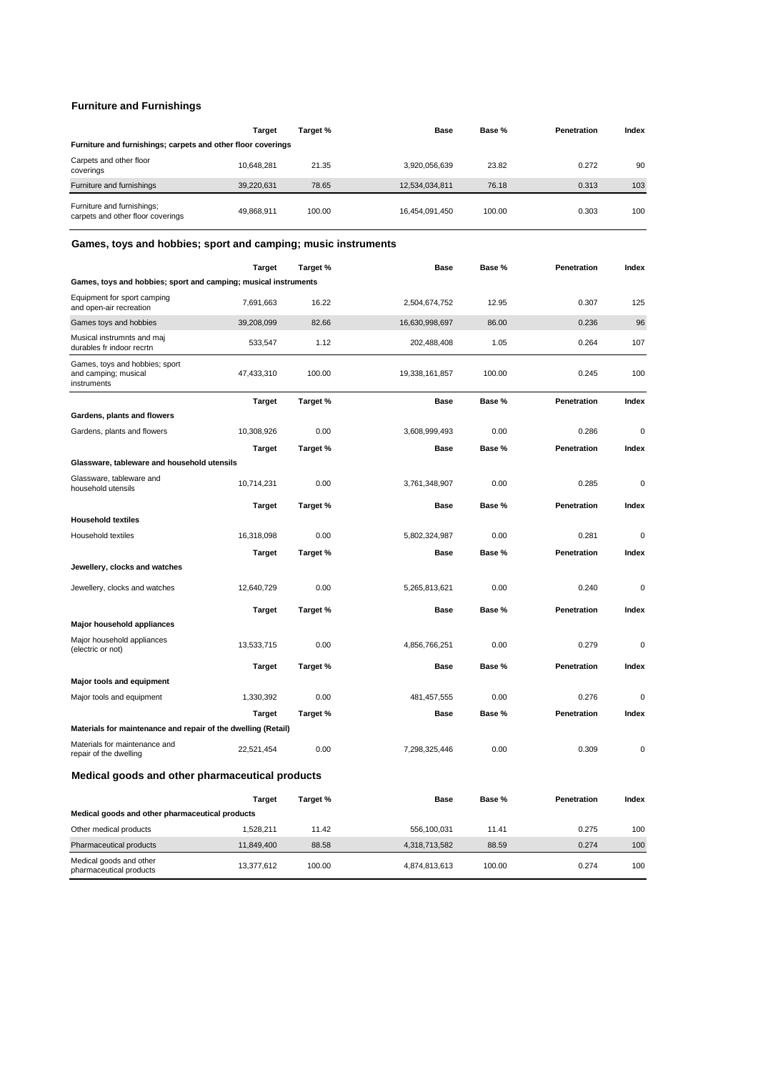## Furniture and Furnishings

| | Target | Target % | Base | Base % | Penetration | Index |
|---|---|---|---|---|---|---|
| **Furniture and furnishings; carpets and other floor coverings** | | | | | | |
| Carpets and other floor coverings | 10,648,281 | 21.35 | 3,920,056,639 | 23.82 | 0.272 | 90 |
| Furniture and furnishings | 39,220,631 | 78.65 | 12,534,034,811 | 76.18 | 0.313 | 103 |
| Furniture and furnishings; carpets and other floor coverings | 49,868,911 | 100.00 | 16,454,091,450 | 100.00 | 0.303 | 100 |

## Games, toys and hobbies; sport and camping; music instruments

| | Target | Target % | Base | Base % | Penetration | Index |
|---|---|---|---|---|---|---|
| **Games, toys and hobbies; sport and camping; musical instruments** | | | | | | |
| Equipment for sport camping and open-air recreation | 7,691,663 | 16.22 | 2,504,674,752 | 12.95 | 0.307 | 125 |
| Games toys and hobbies | 39,208,099 | 82.66 | 16,630,998,697 | 86.00 | 0.236 | 96 |
| Musical instrumnts and maj durables fr indoor recrtn | 533,547 | 1.12 | 202,488,408 | 1.05 | 0.264 | 107 |
| Games, toys and hobbies; sport and camping; musical instruments | 47,433,310 | 100.00 | 19,338,161,857 | 100.00 | 0.245 | 100 |

| | Target | Target % | Base | Base % | Penetration | Index |
|---|---|---|---|---|---|---|
| **Gardens, plants and flowers** | | | | | | |
| Gardens, plants and flowers | 10,308,926 | 0.00 | 3,608,999,493 | 0.00 | 0.286 | 0 |

| | Target | Target % | Base | Base % | Penetration | Index |
|---|---|---|---|---|---|---|
| **Glassware, tableware and household utensils** | | | | | | |
| Glassware, tableware and household utensils | 10,714,231 | 0.00 | 3,761,348,907 | 0.00 | 0.285 | 0 |

| | Target | Target % | Base | Base % | Penetration | Index |
|---|---|---|---|---|---|---|
| **Household textiles** | | | | | | |
| Household textiles | 16,318,098 | 0.00 | 5,802,324,987 | 0.00 | 0.281 | 0 |

| | Target | Target % | Base | Base % | Penetration | Index |
|---|---|---|---|---|---|---|
| **Jewellery, clocks and watches** | | | | | | |
| Jewellery, clocks and watches | 12,640,729 | 0.00 | 5,265,813,621 | 0.00 | 0.240 | 0 |

| | Target | Target % | Base | Base % | Penetration | Index |
|---|---|---|---|---|---|---|
| **Major household appliances** | | | | | | |
| Major household appliances (electric or not) | 13,533,715 | 0.00 | 4,856,766,251 | 0.00 | 0.279 | 0 |

| | Target | Target % | Base | Base % | Penetration | Index |
|---|---|---|---|---|---|---|
| **Major tools and equipment** | | | | | | |
| Major tools and equipment | 1,330,392 | 0.00 | 481,457,555 | 0.00 | 0.276 | 0 |

| | Target | Target % | Base | Base % | Penetration | Index |
|---|---|---|---|---|---|---|
| **Materials for maintenance and repair of the dwelling (Retail)** | | | | | | |
| Materials for maintenance and repair of the dwelling | 22,521,454 | 0.00 | 7,298,325,446 | 0.00 | 0.309 | 0 |

## Medical goods and other pharmaceutical products

| | Target | Target % | Base | Base % | Penetration | Index |
|---|---|---|---|---|---|---|
| **Medical goods and other pharmaceutical products** | | | | | | |
| Other medical products | 1,528,211 | 11.42 | 556,100,031 | 11.41 | 0.275 | 100 |
| Pharmaceutical products | 11,849,400 | 88.58 | 4,318,713,582 | 88.59 | 0.274 | 100 |
| Medical goods and other pharmaceutical products | 13,377,612 | 100.00 | 4,874,813,613 | 100.00 | 0.274 | 100 |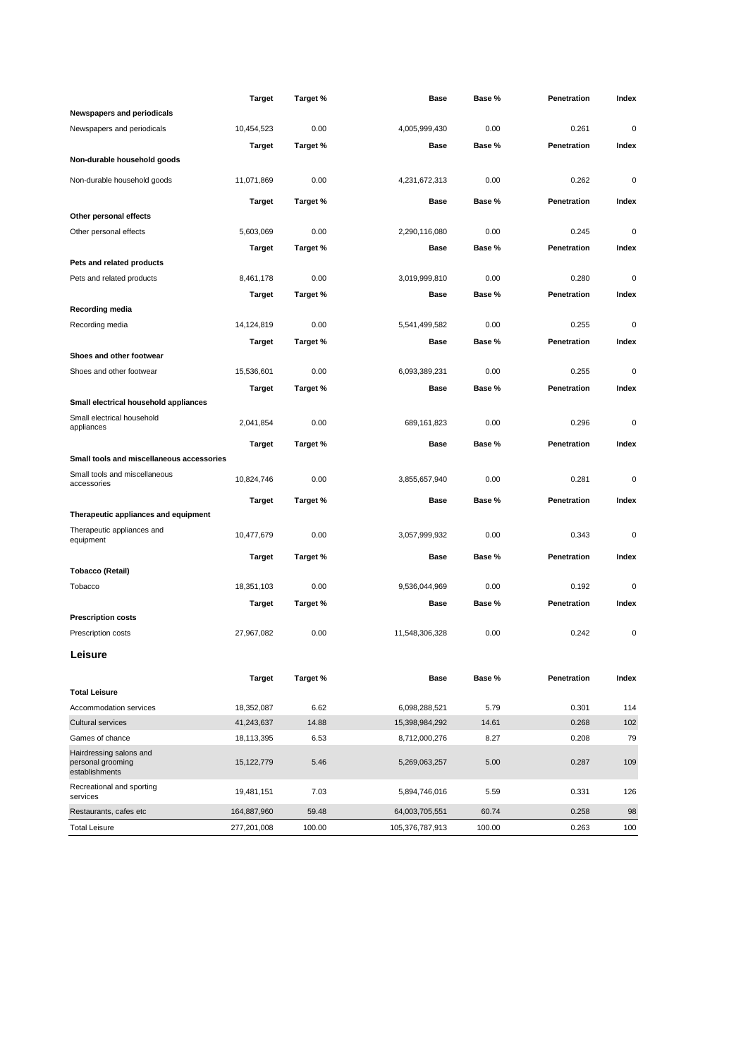| | Target | Target % | Base | Base % | Penetration | Index |
|---|---|---|---|---|---|---|
| **Newspapers and periodicals** | | | | | | |
| Newspapers and periodicals | 10,454,523 | 0.00 | 4,005,999,430 | 0.00 | 0.261 | 0 |

| | Target | Target % | Base | Base % | Penetration | Index |
|---|---|---|---|---|---|---|
| **Non-durable household goods** | | | | | | |
| Non-durable household goods | 11,071,869 | 0.00 | 4,231,672,313 | 0.00 | 0.262 | 0 |

| | Target | Target % | Base | Base % | Penetration | Index |
|---|---|---|---|---|---|---|
| **Other personal effects** | | | | | | |
| Other personal effects | 5,603,069 | 0.00 | 2,290,116,080 | 0.00 | 0.245 | 0 |

| | Target | Target % | Base | Base % | Penetration | Index |
|---|---|---|---|---|---|---|
| **Pets and related products** | | | | | | |
| Pets and related products | 8,461,178 | 0.00 | 3,019,999,810 | 0.00 | 0.280 | 0 |

| | Target | Target % | Base | Base % | Penetration | Index |
|---|---|---|---|---|---|---|
| **Recording media** | | | | | | |
| Recording media | 14,124,819 | 0.00 | 5,541,499,582 | 0.00 | 0.255 | 0 |

| | Target | Target % | Base | Base % | Penetration | Index |
|---|---|---|---|---|---|---|
| **Shoes and other footwear** | | | | | | |
| Shoes and other footwear | 15,536,601 | 0.00 | 6,093,389,231 | 0.00 | 0.255 | 0 |

| | Target | Target % | Base | Base % | Penetration | Index |
|---|---|---|---|---|---|---|
| **Small electrical household appliances** | | | | | | |
| Small electrical household appliances | 2,041,854 | 0.00 | 689,161,823 | 0.00 | 0.296 | 0 |

| | Target | Target % | Base | Base % | Penetration | Index |
|---|---|---|---|---|---|---|
| **Small tools and miscellaneous accessories** | | | | | | |
| Small tools and miscellaneous accessories | 10,824,746 | 0.00 | 3,855,657,940 | 0.00 | 0.281 | 0 |

| | Target | Target % | Base | Base % | Penetration | Index |
|---|---|---|---|---|---|---|
| **Therapeutic appliances and equipment** | | | | | | |
| Therapeutic appliances and equipment | 10,477,679 | 0.00 | 3,057,999,932 | 0.00 | 0.343 | 0 |

| | Target | Target % | Base | Base % | Penetration | Index |
|---|---|---|---|---|---|---|
| **Tobacco (Retail)** | | | | | | |
| Tobacco | 18,351,103 | 0.00 | 9,536,044,969 | 0.00 | 0.192 | 0 |

| | Target | Target % | Base | Base % | Penetration | Index |
|---|---|---|---|---|---|---|
| **Prescription costs** | | | | | | |
| Prescription costs | 27,967,082 | 0.00 | 11,548,306,328 | 0.00 | 0.242 | 0 |

## Leisure

| | Target | Target % | Base | Base % | Penetration | Index |
|---|---|---|---|---|---|---|
| **Total Leisure** | | | | | | |
| Accommodation services | 18,352,087 | 6.62 | 6,098,288,521 | 5.79 | 0.301 | 114 |
| Cultural services | 41,243,637 | 14.88 | 15,398,984,292 | 14.61 | 0.268 | 102 |
| Games of chance | 18,113,395 | 6.53 | 8,712,000,276 | 8.27 | 0.208 | 79 |
| Hairdressing salons and personal grooming establishments | 15,122,779 | 5.46 | 5,269,063,257 | 5.00 | 0.287 | 109 |
| Recreational and sporting services | 19,481,151 | 7.03 | 5,894,746,016 | 5.59 | 0.331 | 126 |
| Restaurants, cafes etc | 164,887,960 | 59.48 | 64,003,705,551 | 60.74 | 0.258 | 98 |
| Total Leisure | 277,201,008 | 100.00 | 105,376,787,913 | 100.00 | 0.263 | 100 |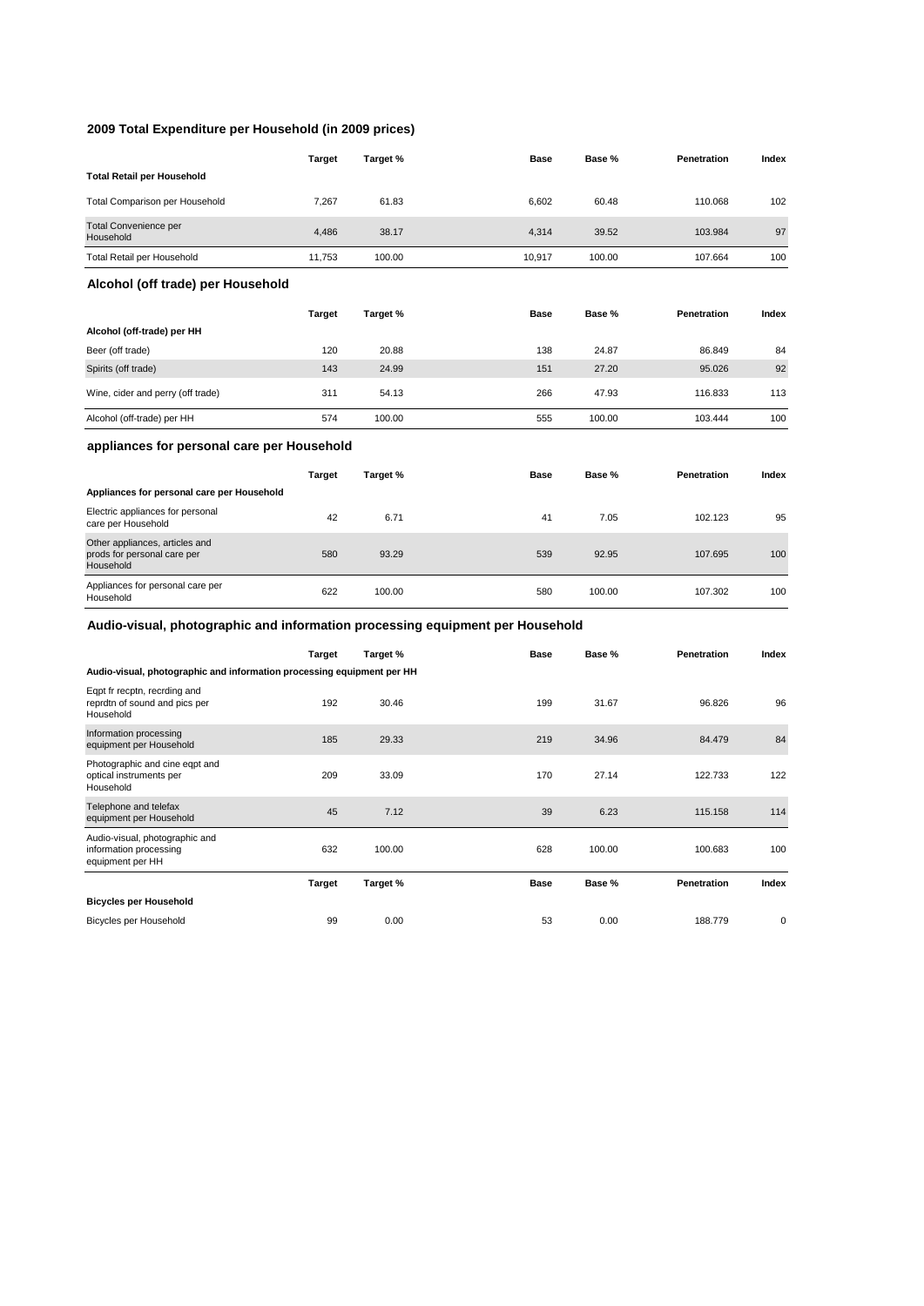## 2009 Total Expenditure per Household (in 2009 prices)

| | Target | Target % | Base | Base % | Penetration | Index |
|---|---|---|---|---|---|---|
| **Total Retail per Household** | | | | | | |
| Total Comparison per Household | 7,267 | 61.83 | 6,602 | 60.48 | 110.068 | 102 |
| Total Convenience per Household | 4,486 | 38.17 | 4,314 | 39.52 | 103.984 | 97 |
| Total Retail per Household | 11,753 | 100.00 | 10,917 | 100.00 | 107.664 | 100 |

## Alcohol (off trade) per Household

| | Target | Target % | Base | Base % | Penetration | Index |
|---|---|---|---|---|---|---|
| **Alcohol (off-trade) per HH** | | | | | | |
| Beer (off trade) | 120 | 20.88 | 138 | 24.87 | 86.849 | 84 |
| Spirits (off trade) | 143 | 24.99 | 151 | 27.20 | 95.026 | 92 |
| Wine, cider and perry (off trade) | 311 | 54.13 | 266 | 47.93 | 116.833 | 113 |
| Alcohol (off-trade) per HH | 574 | 100.00 | 555 | 100.00 | 103.444 | 100 |

## appliances for personal care per Household

| | Target | Target % | Base | Base % | Penetration | Index |
|---|---|---|---|---|---|---|
| **Appliances for personal care per Household** | | | | | | |
| Electric appliances for personal care per Household | 42 | 6.71 | 41 | 7.05 | 102.123 | 95 |
| Other appliances, articles and prods for personal care per Household | 580 | 93.29 | 539 | 92.95 | 107.695 | 100 |
| Appliances for personal care per Household | 622 | 100.00 | 580 | 100.00 | 107.302 | 100 |

## Audio-visual, photographic and information processing equipment per Household

| | Target | Target % | Base | Base % | Penetration | Index |
|---|---|---|---|---|---|---|
| **Audio-visual, photographic and information processing equipment per HH** | | | | | | |
| Eqpt fr recptn, recrding and reprdtn of sound and pics per Household | 192 | 30.46 | 199 | 31.67 | 96.826 | 96 |
| Information processing equipment per Household | 185 | 29.33 | 219 | 34.96 | 84.479 | 84 |
| Photographic and cine eqpt and optical instruments per Household | 209 | 33.09 | 170 | 27.14 | 122.733 | 122 |
| Telephone and telefax equipment per Household | 45 | 7.12 | 39 | 6.23 | 115.158 | 114 |
| Audio-visual, photographic and information processing equipment per HH | 632 | 100.00 | 628 | 100.00 | 100.683 | 100 |

| | Target | Target % | Base | Base % | Penetration | Index |
|---|---|---|---|---|---|---|
| **Bicycles per Household** | | | | | | |
| Bicycles per Household | 99 | 0.00 | 53 | 0.00 | 188.779 | 0 |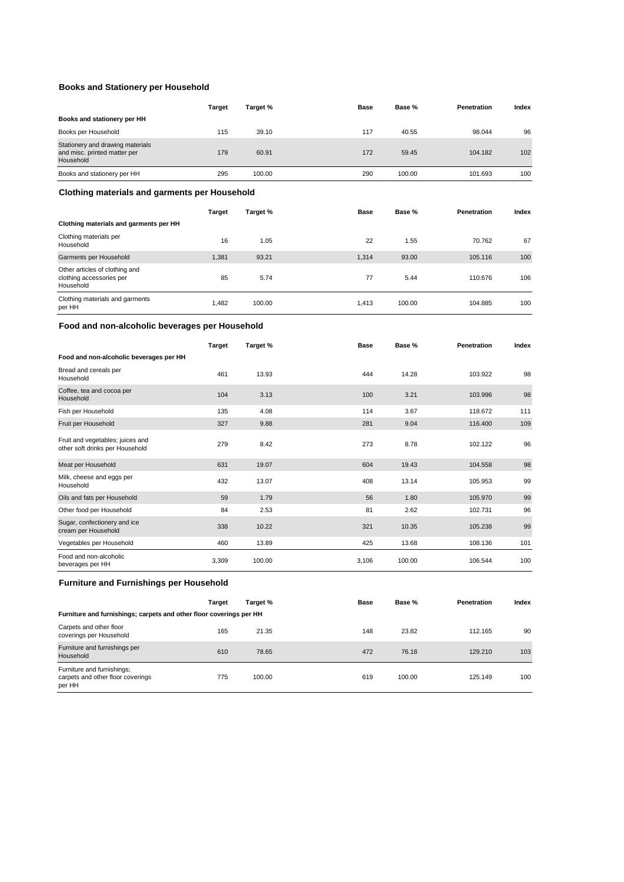## Books and Stationery per Household

| | Target | Target % | Base | Base % | Penetration | Index |
|---|---|---|---|---|---|---|
| **Books and stationery per HH** | | | | | | |
| Books per Household | 115 | 39.10 | 117 | 40.55 | 98.044 | 96 |
| Stationery and drawing materials and misc. printed matter per Household | 179 | 60.91 | 172 | 59.45 | 104.182 | 102 |
| Books and stationery per HH | 295 | 100.00 | 290 | 100.00 | 101.693 | 100 |

## Clothing materials and garments per Household

| | Target | Target % | Base | Base % | Penetration | Index |
|---|---|---|---|---|---|---|
| **Clothing materials and garments per HH** | | | | | | |
| Clothing materials per Household | 16 | 1.05 | 22 | 1.55 | 70.762 | 67 |
| Garments per Household | 1,381 | 93.21 | 1,314 | 93.00 | 105.116 | 100 |
| Other articles of clothing and clothing accessories per Household | 85 | 5.74 | 77 | 5.44 | 110.676 | 106 |
| Clothing materials and garments per HH | 1,482 | 100.00 | 1,413 | 100.00 | 104.885 | 100 |

## Food and non-alcoholic beverages per Household

| | Target | Target % | Base | Base % | Penetration | Index |
|---|---|---|---|---|---|---|
| **Food and non-alcoholic beverages per HH** | | | | | | |
| Bread and cereals per Household | 461 | 13.93 | 444 | 14.28 | 103.922 | 98 |
| Coffee, tea and cocoa per Household | 104 | 3.13 | 100 | 3.21 | 103.996 | 98 |
| Fish per Household | 135 | 4.08 | 114 | 3.67 | 118.672 | 111 |
| Fruit per Household | 327 | 9.88 | 281 | 9.04 | 116.400 | 109 |
| Fruit and vegetables; juices and other soft drinks per Household | 279 | 8.42 | 273 | 8.78 | 102.122 | 96 |
| Meat per Household | 631 | 19.07 | 604 | 19.43 | 104.558 | 98 |
| Milk, cheese and eggs per Household | 432 | 13.07 | 408 | 13.14 | 105.953 | 99 |
| Oils and fats per Household | 59 | 1.79 | 56 | 1.80 | 105.970 | 99 |
| Other food per Household | 84 | 2.53 | 81 | 2.62 | 102.731 | 96 |
| Sugar, confectionery and ice cream per Household | 338 | 10.22 | 321 | 10.35 | 105.238 | 99 |
| Vegetables per Household | 460 | 13.89 | 425 | 13.68 | 108.136 | 101 |
| Food and non-alcoholic beverages per HH | 3,309 | 100.00 | 3,106 | 100.00 | 106.544 | 100 |

## Furniture and Furnishings per Household

| | Target | Target % | Base | Base % | Penetration | Index |
|---|---|---|---|---|---|---|
| **Furniture and furnishings; carpets and other floor coverings per HH** | | | | | | |
| Carpets and other floor coverings per Household | 165 | 21.35 | 148 | 23.82 | 112.165 | 90 |
| Furniture and furnishings per Household | 610 | 78.65 | 472 | 76.18 | 129.210 | 103 |
| Furniture and furnishings; carpets and other floor coverings per HH | 775 | 100.00 | 619 | 100.00 | 125.149 | 100 |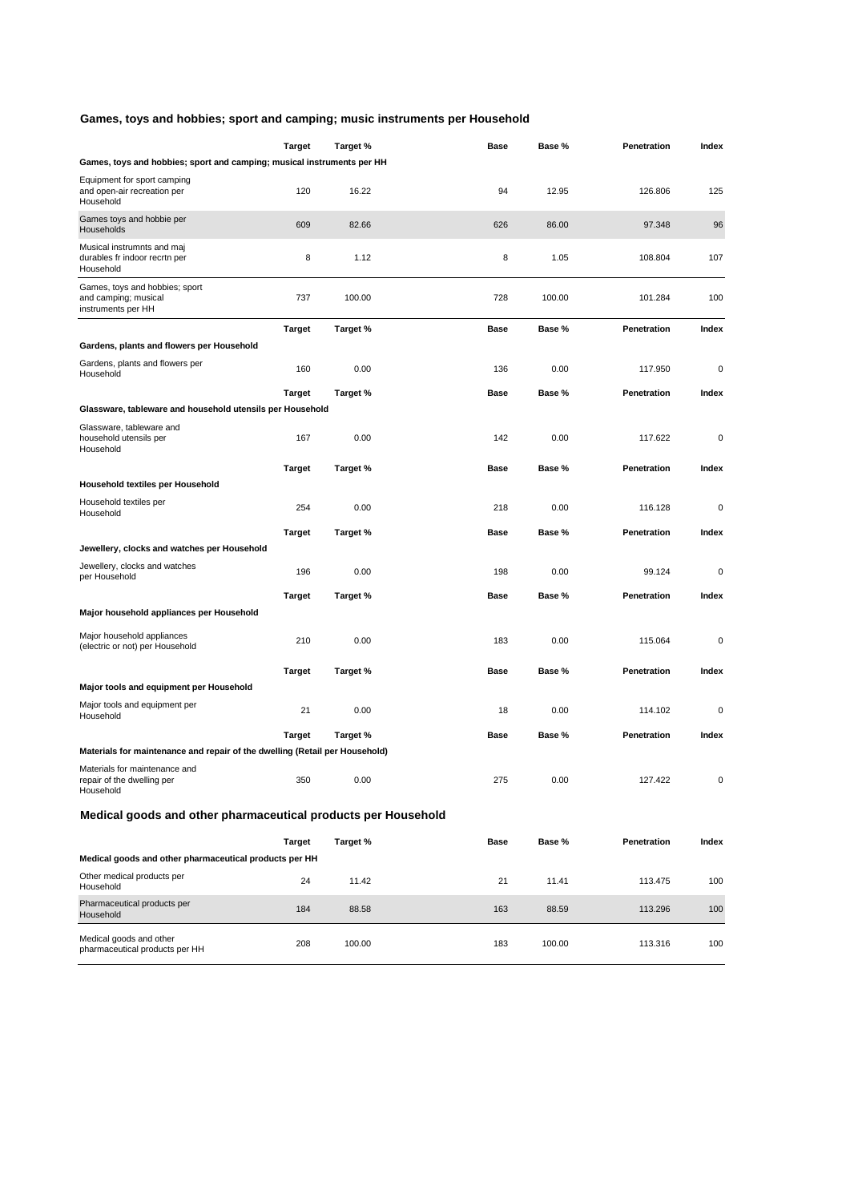## Games, toys and hobbies; sport and camping; music instruments per Household

| | Target | Target % | Base | Base % | Penetration | Index |
|---|---|---|---|---|---|---|
| **Games, toys and hobbies; sport and camping; musical instruments per HH** | | | | | | |
| Equipment for sport camping and open-air recreation per Household | 120 | 16.22 | 94 | 12.95 | 126.806 | 125 |
| Games toys and hobbie per Households | 609 | 82.66 | 626 | 86.00 | 97.348 | 96 |
| Musical instrumnts and maj durables fr indoor recrtn per Household | 8 | 1.12 | 8 | 1.05 | 108.804 | 107 |
| Games, toys and hobbies; sport and camping; musical instruments per HH | 737 | 100.00 | 728 | 100.00 | 101.284 | 100 |

| | Target | Target % | Base | Base % | Penetration | Index |
|---|---|---|---|---|---|---|
| **Gardens, plants and flowers per Household** | | | | | | |
| Gardens, plants and flowers per Household | 160 | 0.00 | 136 | 0.00 | 117.950 | 0 |

| | Target | Target % | Base | Base % | Penetration | Index |
|---|---|---|---|---|---|---|
| **Glassware, tableware and household utensils per Household** | | | | | | |
| Glassware, tableware and household utensils per Household | 167 | 0.00 | 142 | 0.00 | 117.622 | 0 |

| | Target | Target % | Base | Base % | Penetration | Index |
|---|---|---|---|---|---|---|
| **Household textiles per Household** | | | | | | |
| Household textiles per Household | 254 | 0.00 | 218 | 0.00 | 116.128 | 0 |

| | Target | Target % | Base | Base % | Penetration | Index |
|---|---|---|---|---|---|---|
| **Jewellery, clocks and watches per Household** | | | | | | |
| Jewellery, clocks and watches per Household | 196 | 0.00 | 198 | 0.00 | 99.124 | 0 |

| | Target | Target % | Base | Base % | Penetration | Index |
|---|---|---|---|---|---|---|
| **Major household appliances per Household** | | | | | | |
| Major household appliances (electric or not) per Household | 210 | 0.00 | 183 | 0.00 | 115.064 | 0 |

| | Target | Target % | Base | Base % | Penetration | Index |
|---|---|---|---|---|---|---|
| **Major tools and equipment per Household** | | | | | | |
| Major tools and equipment per Household | 21 | 0.00 | 18 | 0.00 | 114.102 | 0 |

| | Target | Target % | Base | Base % | Penetration | Index |
|---|---|---|---|---|---|---|
| **Materials for maintenance and repair of the dwelling (Retail per Household)** | | | | | | |
| Materials for maintenance and repair of the dwelling per Household | 350 | 0.00 | 275 | 0.00 | 127.422 | 0 |

## Medical goods and other pharmaceutical products per Household

| | Target | Target % | Base | Base % | Penetration | Index |
|---|---|---|---|---|---|---|
| **Medical goods and other pharmaceutical products per HH** | | | | | | |
| Other medical products per Household | 24 | 11.42 | 21 | 11.41 | 113.475 | 100 |
| Pharmaceutical products per Household | 184 | 88.58 | 163 | 88.59 | 113.296 | 100 |
| Medical goods and other pharmaceutical products per HH | 208 | 100.00 | 183 | 100.00 | 113.316 | 100 |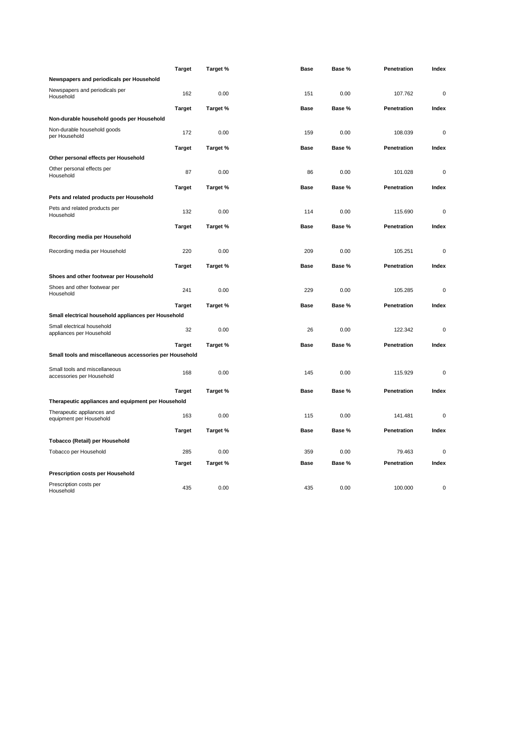| | Target | Target % | Base | Base % | Penetration | Index |
|---|---|---|---|---|---|---|
| **Newspapers and periodicals per Household** | | | | | | |
| Newspapers and periodicals per Household | 162 | 0.00 | 151 | 0.00 | 107.762 | 0 |

| | Target | Target % | Base | Base % | Penetration | Index |
|---|---|---|---|---|---|---|
| **Non-durable household goods per Household** | | | | | | |
| Non-durable household goods per Household | 172 | 0.00 | 159 | 0.00 | 108.039 | 0 |

| | Target | Target % | Base | Base % | Penetration | Index |
|---|---|---|---|---|---|---|
| **Other personal effects per Household** | | | | | | |
| Other personal effects per Household | 87 | 0.00 | 86 | 0.00 | 101.028 | 0 |

| | Target | Target % | Base | Base % | Penetration | Index |
|---|---|---|---|---|---|---|
| **Pets and related products per Household** | | | | | | |
| Pets and related products per Household | 132 | 0.00 | 114 | 0.00 | 115.690 | 0 |

| | Target | Target % | Base | Base % | Penetration | Index |
|---|---|---|---|---|---|---|
| **Recording media per Household** | | | | | | |
| Recording media per Household | 220 | 0.00 | 209 | 0.00 | 105.251 | 0 |

| | Target | Target % | Base | Base % | Penetration | Index |
|---|---|---|---|---|---|---|
| **Shoes and other footwear per Household** | | | | | | |
| Shoes and other footwear per Household | 241 | 0.00 | 229 | 0.00 | 105.285 | 0 |

| | Target | Target % | Base | Base % | Penetration | Index |
|---|---|---|---|---|---|---|
| **Small electrical household appliances per Household** | | | | | | |
| Small electrical household appliances per Household | 32 | 0.00 | 26 | 0.00 | 122.342 | 0 |

| | Target | Target % | Base | Base % | Penetration | Index |
|---|---|---|---|---|---|---|
| **Small tools and miscellaneous accessories per Household** | | | | | | |
| Small tools and miscellaneous accessories per Household | 168 | 0.00 | 145 | 0.00 | 115.929 | 0 |

| | Target | Target % | Base | Base % | Penetration | Index |
|---|---|---|---|---|---|---|
| **Therapeutic appliances and equipment per Household** | | | | | | |
| Therapeutic appliances and equipment per Household | 163 | 0.00 | 115 | 0.00 | 141.481 | 0 |

| | Target | Target % | Base | Base % | Penetration | Index |
|---|---|---|---|---|---|---|
| **Tobacco (Retail) per Household** | | | | | | |
| Tobacco per Household | 285 | 0.00 | 359 | 0.00 | 79.463 | 0 |

| | Target | Target % | Base | Base % | Penetration | Index |
|---|---|---|---|---|---|---|
| **Prescription costs per Household** | | | | | | |
| Prescription costs per Household | 435 | 0.00 | 435 | 0.00 | 100.000 | 0 |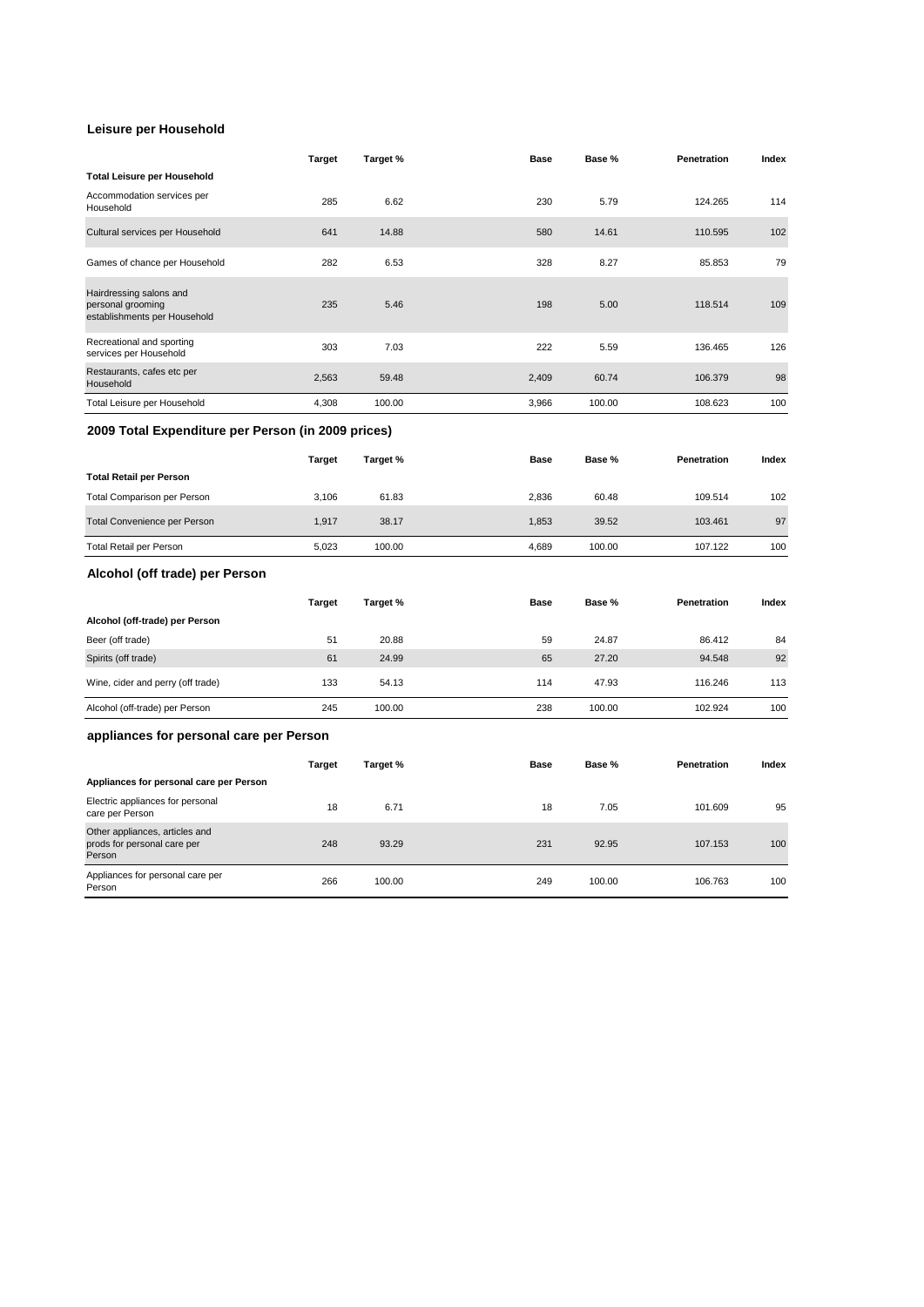## Leisure per Household

| | Target | Target % | Base | Base % | Penetration | Index |
|---|---|---|---|---|---|---|
| **Total Leisure per Household** | | | | | | |
| Accommodation services per Household | 285 | 6.62 | 230 | 5.79 | 124.265 | 114 |
| Cultural services per Household | 641 | 14.88 | 580 | 14.61 | 110.595 | 102 |
| Games of chance per Household | 282 | 6.53 | 328 | 8.27 | 85.853 | 79 |
| Hairdressing salons and personal grooming establishments per Household | 235 | 5.46 | 198 | 5.00 | 118.514 | 109 |
| Recreational and sporting services per Household | 303 | 7.03 | 222 | 5.59 | 136.465 | 126 |
| Restaurants, cafes etc per Household | 2,563 | 59.48 | 2,409 | 60.74 | 106.379 | 98 |
| Total Leisure per Household | 4,308 | 100.00 | 3,966 | 100.00 | 108.623 | 100 |

## 2009 Total Expenditure per Person (in 2009 prices)

| | Target | Target % | Base | Base % | Penetration | Index |
|---|---|---|---|---|---|---|
| **Total Retail per Person** | | | | | | |
| Total Comparison per Person | 3,106 | 61.83 | 2,836 | 60.48 | 109.514 | 102 |
| Total Convenience per Person | 1,917 | 38.17 | 1,853 | 39.52 | 103.461 | 97 |
| Total Retail per Person | 5,023 | 100.00 | 4,689 | 100.00 | 107.122 | 100 |

## Alcohol (off trade) per Person

| | Target | Target % | Base | Base % | Penetration | Index |
|---|---|---|---|---|---|---|
| **Alcohol (off-trade) per Person** | | | | | | |
| Beer (off trade) | 51 | 20.88 | 59 | 24.87 | 86.412 | 84 |
| Spirits (off trade) | 61 | 24.99 | 65 | 27.20 | 94.548 | 92 |
| Wine, cider and perry (off trade) | 133 | 54.13 | 114 | 47.93 | 116.246 | 113 |
| Alcohol (off-trade) per Person | 245 | 100.00 | 238 | 100.00 | 102.924 | 100 |

## appliances for personal care per Person

| | Target | Target % | Base | Base % | Penetration | Index |
|---|---|---|---|---|---|---|
| **Appliances for personal care per Person** | | | | | | |
| Electric appliances for personal care per Person | 18 | 6.71 | 18 | 7.05 | 101.609 | 95 |
| Other appliances, articles and prods for personal care per Person | 248 | 93.29 | 231 | 92.95 | 107.153 | 100 |
| Appliances for personal care per Person | 266 | 100.00 | 249 | 100.00 | 106.763 | 100 |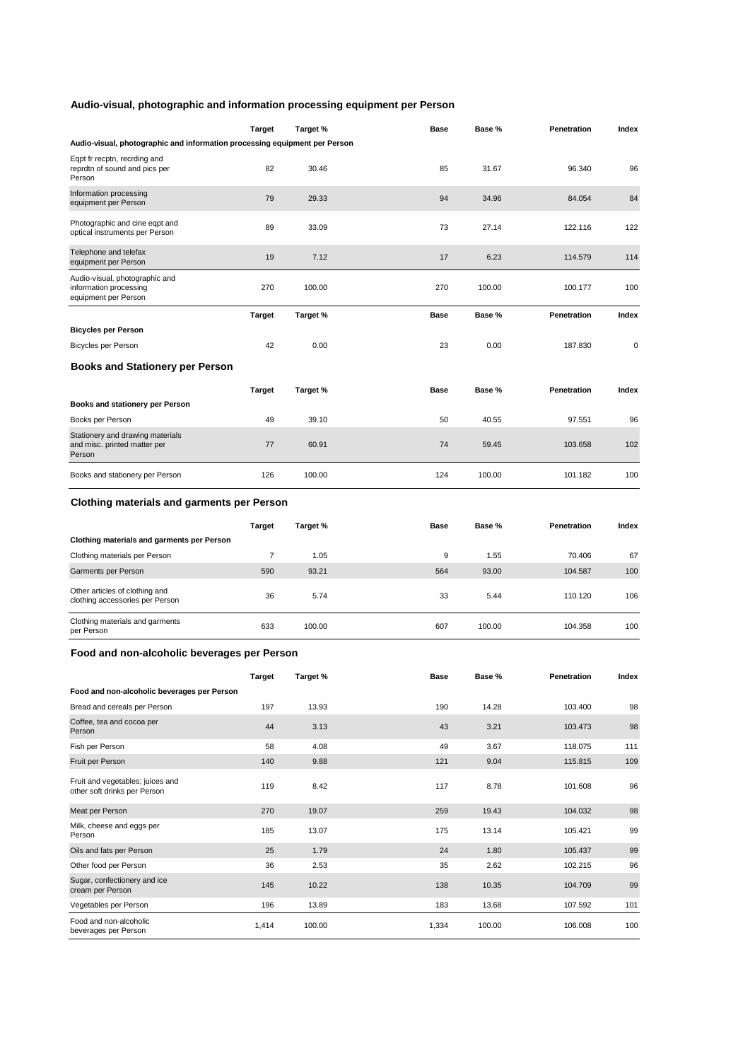## Audio-visual, photographic and information processing equipment per Person

| | Target | Target % | Base | Base % | Penetration | Index |
|---|---|---|---|---|---|---|
| **Audio-visual, photographic and information processing equipment per Person** | | | | | | |
| Eqpt fr recptn, recrding and reprdtn of sound and pics per Person | 82 | 30.46 | 85 | 31.67 | 96.340 | 96 |
| Information processing equipment per Person | 79 | 29.33 | 94 | 34.96 | 84.054 | 84 |
| Photographic and cine eqpt and optical instruments per Person | 89 | 33.09 | 73 | 27.14 | 122.116 | 122 |
| Telephone and telefax equipment per Person | 19 | 7.12 | 17 | 6.23 | 114.579 | 114 |
| Audio-visual, photographic and information processing equipment per Person | 270 | 100.00 | 270 | 100.00 | 100.177 | 100 |

| | Target | Target % | Base | Base % | Penetration | Index |
|---|---|---|---|---|---|---|
| **Bicycles per Person** | | | | | | |
| Bicycles per Person | 42 | 0.00 | 23 | 0.00 | 187.830 | 0 |

## Books and Stationery per Person

| | Target | Target % | Base | Base % | Penetration | Index |
|---|---|---|---|---|---|---|
| **Books and stationery per Person** | | | | | | |
| Books per Person | 49 | 39.10 | 50 | 40.55 | 97.551 | 96 |
| Stationery and drawing materials and misc. printed matter per Person | 77 | 60.91 | 74 | 59.45 | 103.658 | 102 |
| Books and stationery per Person | 126 | 100.00 | 124 | 100.00 | 101.182 | 100 |

## Clothing materials and garments per Person

| | Target | Target % | Base | Base % | Penetration | Index |
|---|---|---|---|---|---|---|
| **Clothing materials and garments per Person** | | | | | | |
| Clothing materials per Person | 7 | 1.05 | 9 | 1.55 | 70.406 | 67 |
| Garments per Person | 590 | 93.21 | 564 | 93.00 | 104.587 | 100 |
| Other articles of clothing and clothing accessories per Person | 36 | 5.74 | 33 | 5.44 | 110.120 | 106 |
| Clothing materials and garments per Person | 633 | 100.00 | 607 | 100.00 | 104.358 | 100 |

## Food and non-alcoholic beverages per Person

| | Target | Target % | Base | Base % | Penetration | Index |
|---|---|---|---|---|---|---|
| **Food and non-alcoholic beverages per Person** | | | | | | |
| Bread and cereals per Person | 197 | 13.93 | 190 | 14.28 | 103.400 | 98 |
| Coffee, tea and cocoa per Person | 44 | 3.13 | 43 | 3.21 | 103.473 | 98 |
| Fish per Person | 58 | 4.08 | 49 | 3.67 | 118.075 | 111 |
| Fruit per Person | 140 | 9.88 | 121 | 9.04 | 115.815 | 109 |
| Fruit and vegetables; juices and other soft drinks per Person | 119 | 8.42 | 117 | 8.78 | 101.608 | 96 |
| Meat per Person | 270 | 19.07 | 259 | 19.43 | 104.032 | 98 |
| Milk, cheese and eggs per Person | 185 | 13.07 | 175 | 13.14 | 105.421 | 99 |
| Oils and fats per Person | 25 | 1.79 | 24 | 1.80 | 105.437 | 99 |
| Other food per Person | 36 | 2.53 | 35 | 2.62 | 102.215 | 96 |
| Sugar, confectionery and ice cream per Person | 145 | 10.22 | 138 | 10.35 | 104.709 | 99 |
| Vegetables per Person | 196 | 13.89 | 183 | 13.68 | 107.592 | 101 |
| Food and non-alcoholic beverages per Person | 1,414 | 100.00 | 1,334 | 100.00 | 106.008 | 100 |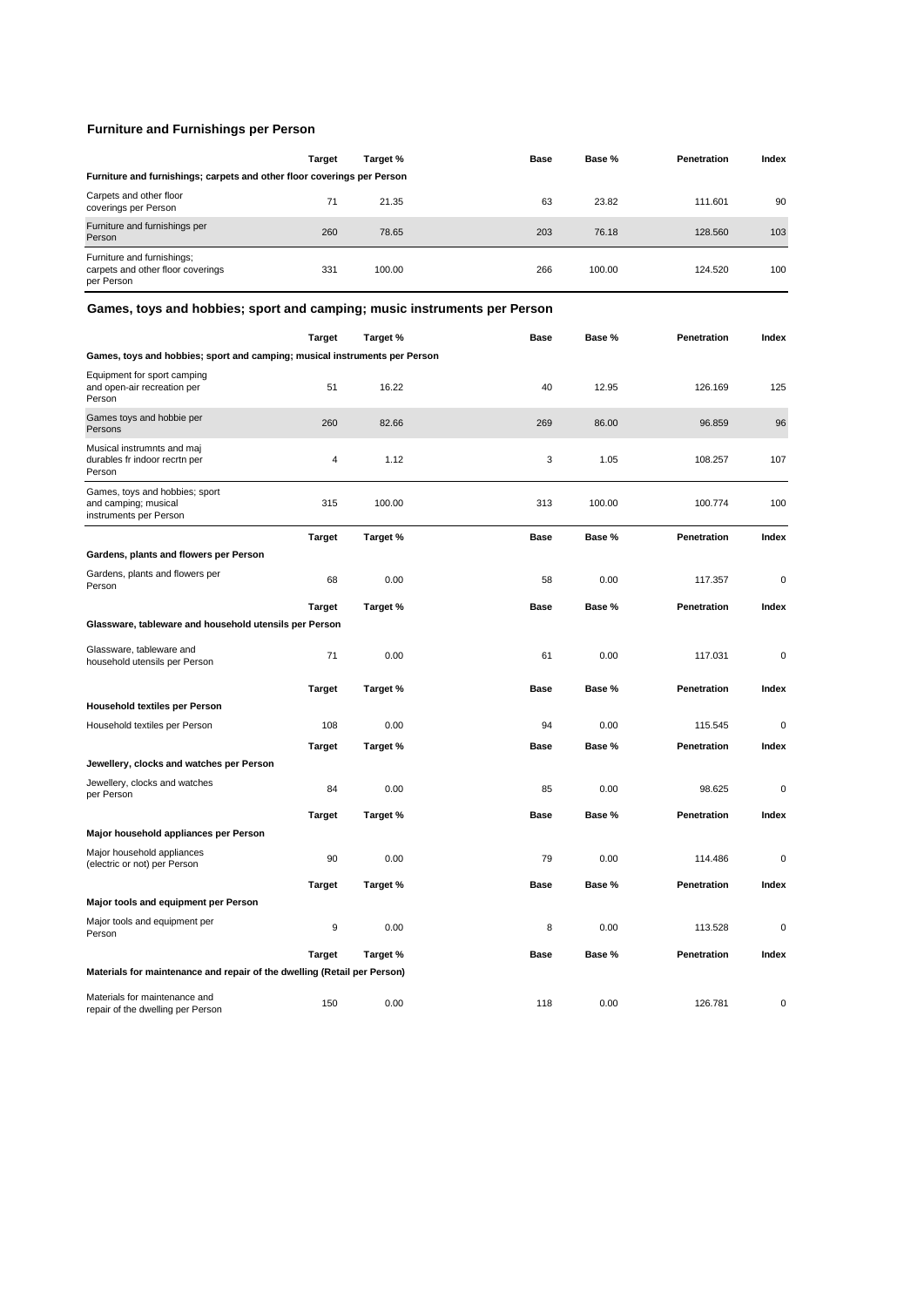## Furniture and Furnishings per Person

| | Target | Target % | Base | Base % | Penetration | Index |
|---|---|---|---|---|---|---|
| **Furniture and furnishings; carpets and other floor coverings per Person** | | | | | | |
| Carpets and other floor coverings per Person | 71 | 21.35 | 63 | 23.82 | 111.601 | 90 |
| Furniture and furnishings per Person | 260 | 78.65 | 203 | 76.18 | 128.560 | 103 |
| Furniture and furnishings; carpets and other floor coverings per Person | 331 | 100.00 | 266 | 100.00 | 124.520 | 100 |

## Games, toys and hobbies; sport and camping; music instruments per Person

| | Target | Target % | Base | Base % | Penetration | Index |
|---|---|---|---|---|---|---|
| **Games, toys and hobbies; sport and camping; musical instruments per Person** | | | | | | |
| Equipment for sport camping and open-air recreation per Person | 51 | 16.22 | 40 | 12.95 | 126.169 | 125 |
| Games toys and hobbie per Persons | 260 | 82.66 | 269 | 86.00 | 96.859 | 96 |
| Musical instrumnts and maj durables fr indoor recrtn per Person | 4 | 1.12 | 3 | 1.05 | 108.257 | 107 |
| Games, toys and hobbies; sport and camping; musical instruments per Person | 315 | 100.00 | 313 | 100.00 | 100.774 | 100 |

| | Target | Target % | Base | Base % | Penetration | Index |
|---|---|---|---|---|---|---|
| **Gardens, plants and flowers per Person** | | | | | | |
| Gardens, plants and flowers per Person | 68 | 0.00 | 58 | 0.00 | 117.357 | 0 |

| | Target | Target % | Base | Base % | Penetration | Index |
|---|---|---|---|---|---|---|
| **Glassware, tableware and household utensils per Person** | | | | | | |
| Glassware, tableware and household utensils per Person | 71 | 0.00 | 61 | 0.00 | 117.031 | 0 |

| | Target | Target % | Base | Base % | Penetration | Index |
|---|---|---|---|---|---|---|
| **Household textiles per Person** | | | | | | |
| Household textiles per Person | 108 | 0.00 | 94 | 0.00 | 115.545 | 0 |

| | Target | Target % | Base | Base % | Penetration | Index |
|---|---|---|---|---|---|---|
| **Jewellery, clocks and watches per Person** | | | | | | |
| Jewellery, clocks and watches per Person | 84 | 0.00 | 85 | 0.00 | 98.625 | 0 |

| | Target | Target % | Base | Base % | Penetration | Index |
|---|---|---|---|---|---|---|
| **Major household appliances per Person** | | | | | | |
| Major household appliances (electric or not) per Person | 90 | 0.00 | 79 | 0.00 | 114.486 | 0 |

| | Target | Target % | Base | Base % | Penetration | Index |
|---|---|---|---|---|---|---|
| **Major tools and equipment per Person** | | | | | | |
| Major tools and equipment per Person | 9 | 0.00 | 8 | 0.00 | 113.528 | 0 |

| | Target | Target % | Base | Base % | Penetration | Index |
|---|---|---|---|---|---|---|
| **Materials for maintenance and repair of the dwelling (Retail per Person)** | | | | | | |
| Materials for maintenance and repair of the dwelling per Person | 150 | 0.00 | 118 | 0.00 | 126.781 | 0 |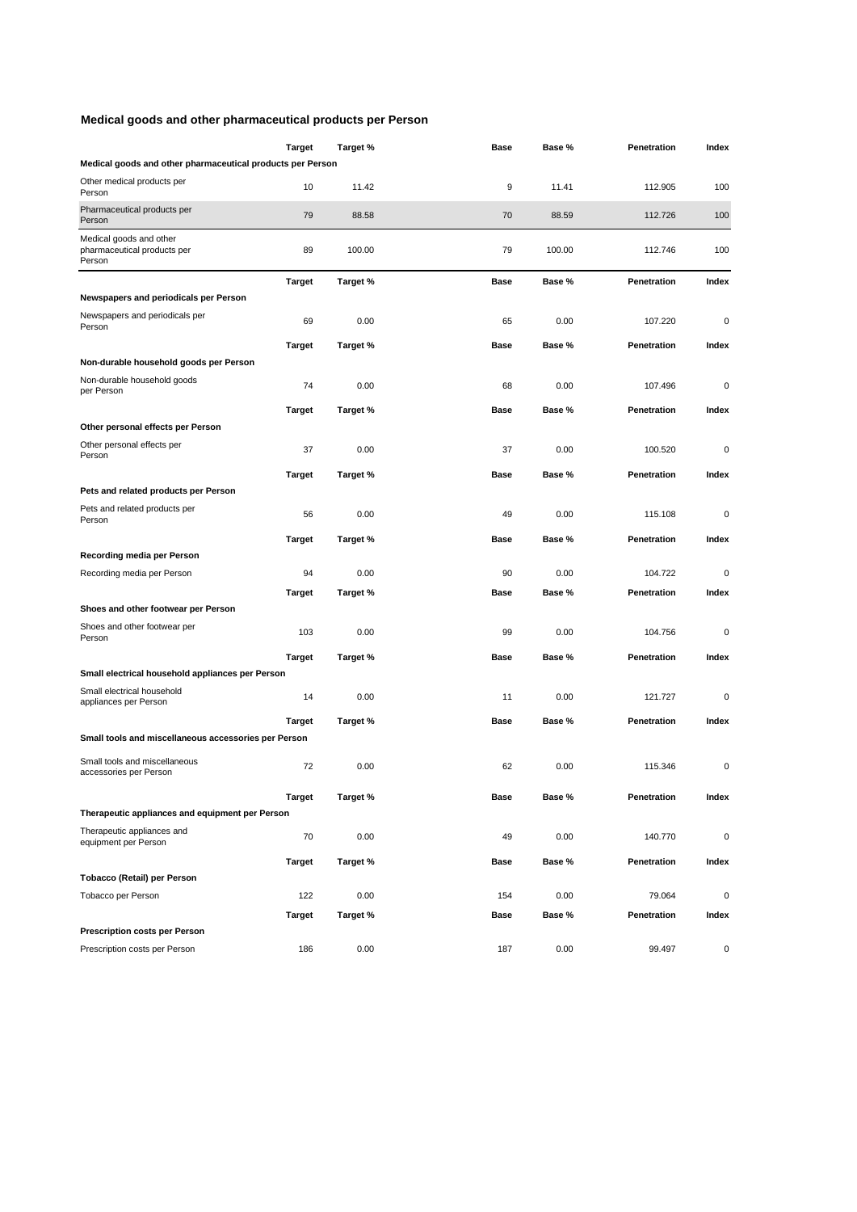## Medical goods and other pharmaceutical products per Person

| | Target | Target % | Base | Base % | Penetration | Index |
|---|---|---|---|---|---|---|
| **Medical goods and other pharmaceutical products per Person** | | | | | | |
| Other medical products per Person | 10 | 11.42 | 9 | 11.41 | 112.905 | 100 |
| Pharmaceutical products per Person | 79 | 88.58 | 70 | 88.59 | 112.726 | 100 |
| Medical goods and other pharmaceutical products per Person | 89 | 100.00 | 79 | 100.00 | 112.746 | 100 |

| | Target | Target % | Base | Base % | Penetration | Index |
|---|---|---|---|---|---|---|
| **Newspapers and periodicals per Person** | | | | | | |
| Newspapers and periodicals per Person | 69 | 0.00 | 65 | 0.00 | 107.220 | 0 |

| | Target | Target % | Base | Base % | Penetration | Index |
|---|---|---|---|---|---|---|
| **Non-durable household goods per Person** | | | | | | |
| Non-durable household goods per Person | 74 | 0.00 | 68 | 0.00 | 107.496 | 0 |

| | Target | Target % | Base | Base % | Penetration | Index |
|---|---|---|---|---|---|---|
| **Other personal effects per Person** | | | | | | |
| Other personal effects per Person | 37 | 0.00 | 37 | 0.00 | 100.520 | 0 |

| | Target | Target % | Base | Base % | Penetration | Index |
|---|---|---|---|---|---|---|
| **Pets and related products per Person** | | | | | | |
| Pets and related products per Person | 56 | 0.00 | 49 | 0.00 | 115.108 | 0 |

| | Target | Target % | Base | Base % | Penetration | Index |
|---|---|---|---|---|---|---|
| **Recording media per Person** | | | | | | |
| Recording media per Person | 94 | 0.00 | 90 | 0.00 | 104.722 | 0 |

| | Target | Target % | Base | Base % | Penetration | Index |
|---|---|---|---|---|---|---|
| **Shoes and other footwear per Person** | | | | | | |
| Shoes and other footwear per Person | 103 | 0.00 | 99 | 0.00 | 104.756 | 0 |

| | Target | Target % | Base | Base % | Penetration | Index |
|---|---|---|---|---|---|---|
| **Small electrical household appliances per Person** | | | | | | |
| Small electrical household appliances per Person | 14 | 0.00 | 11 | 0.00 | 121.727 | 0 |

| | Target | Target % | Base | Base % | Penetration | Index |
|---|---|---|---|---|---|---|
| **Small tools and miscellaneous accessories per Person** | | | | | | |
| Small tools and miscellaneous accessories per Person | 72 | 0.00 | 62 | 0.00 | 115.346 | 0 |

| | Target | Target % | Base | Base % | Penetration | Index |
|---|---|---|---|---|---|---|
| **Therapeutic appliances and equipment per Person** | | | | | | |
| Therapeutic appliances and equipment per Person | 70 | 0.00 | 49 | 0.00 | 140.770 | 0 |

| | Target | Target % | Base | Base % | Penetration | Index |
|---|---|---|---|---|---|---|
| **Tobacco (Retail) per Person** | | | | | | |
| Tobacco per Person | 122 | 0.00 | 154 | 0.00 | 79.064 | 0 |

| | Target | Target % | Base | Base % | Penetration | Index |
|---|---|---|---|---|---|---|
| **Prescription costs per Person** | | | | | | |
| Prescription costs per Person | 186 | 0.00 | 187 | 0.00 | 99.497 | 0 |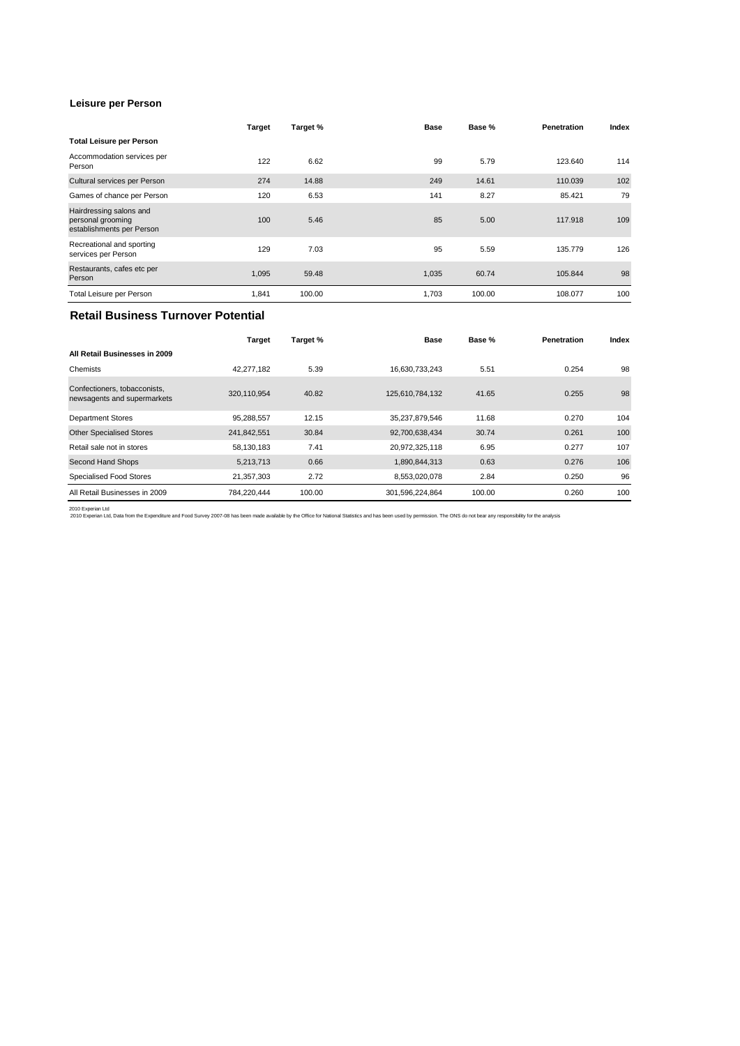## Leisure per Person

| | Target | Target % | Base | Base % | Penetration | Index |
|---|---|---|---|---|---|---|
| **Total Leisure per Person** | | | | | | |
| Accommodation services per Person | 122 | 6.62 | 99 | 5.79 | 123.640 | 114 |
| Cultural services per Person | 274 | 14.88 | 249 | 14.61 | 110.039 | 102 |
| Games of chance per Person | 120 | 6.53 | 141 | 8.27 | 85.421 | 79 |
| Hairdressing salons and personal grooming establishments per Person | 100 | 5.46 | 85 | 5.00 | 117.918 | 109 |
| Recreational and sporting services per Person | 129 | 7.03 | 95 | 5.59 | 135.779 | 126 |
| Restaurants, cafes etc per Person | 1,095 | 59.48 | 1,035 | 60.74 | 105.844 | 98 |
| Total Leisure per Person | 1,841 | 100.00 | 1,703 | 100.00 | 108.077 | 100 |

## Retail Business Turnover Potential

| | Target | Target % | Base | Base % | Penetration | Index |
|---|---|---|---|---|---|---|
| **All Retail Businesses in 2009** | | | | | | |
| Chemists | 42,277,182 | 5.39 | 16,630,733,243 | 5.51 | 0.254 | 98 |
| Confectioners, tobacconists, newsagents and supermarkets | 320,110,954 | 40.82 | 125,610,784,132 | 41.65 | 0.255 | 98 |
| Department Stores | 95,288,557 | 12.15 | 35,237,879,546 | 11.68 | 0.270 | 104 |
| Other Specialised Stores | 241,842,551 | 30.84 | 92,700,638,434 | 30.74 | 0.261 | 100 |
| Retail sale not in stores | 58,130,183 | 7.41 | 20,972,325,118 | 6.95 | 0.277 | 107 |
| Second Hand Shops | 5,213,713 | 0.66 | 1,890,844,313 | 0.63 | 0.276 | 106 |
| Specialised Food Stores | 21,357,303 | 2.72 | 8,553,020,078 | 2.84 | 0.250 | 96 |
| All Retail Businesses in 2009 | 784,220,444 | 100.00 | 301,596,224,864 | 100.00 | 0.260 | 100 |

2010 Experian Ltd
2010 Experian Ltd, Data from the Expenditure and Food Survey 2007-08 has been made available by the Office for National Statistics and has been used by permission. The ONS do not bear any responsibility for the analysis